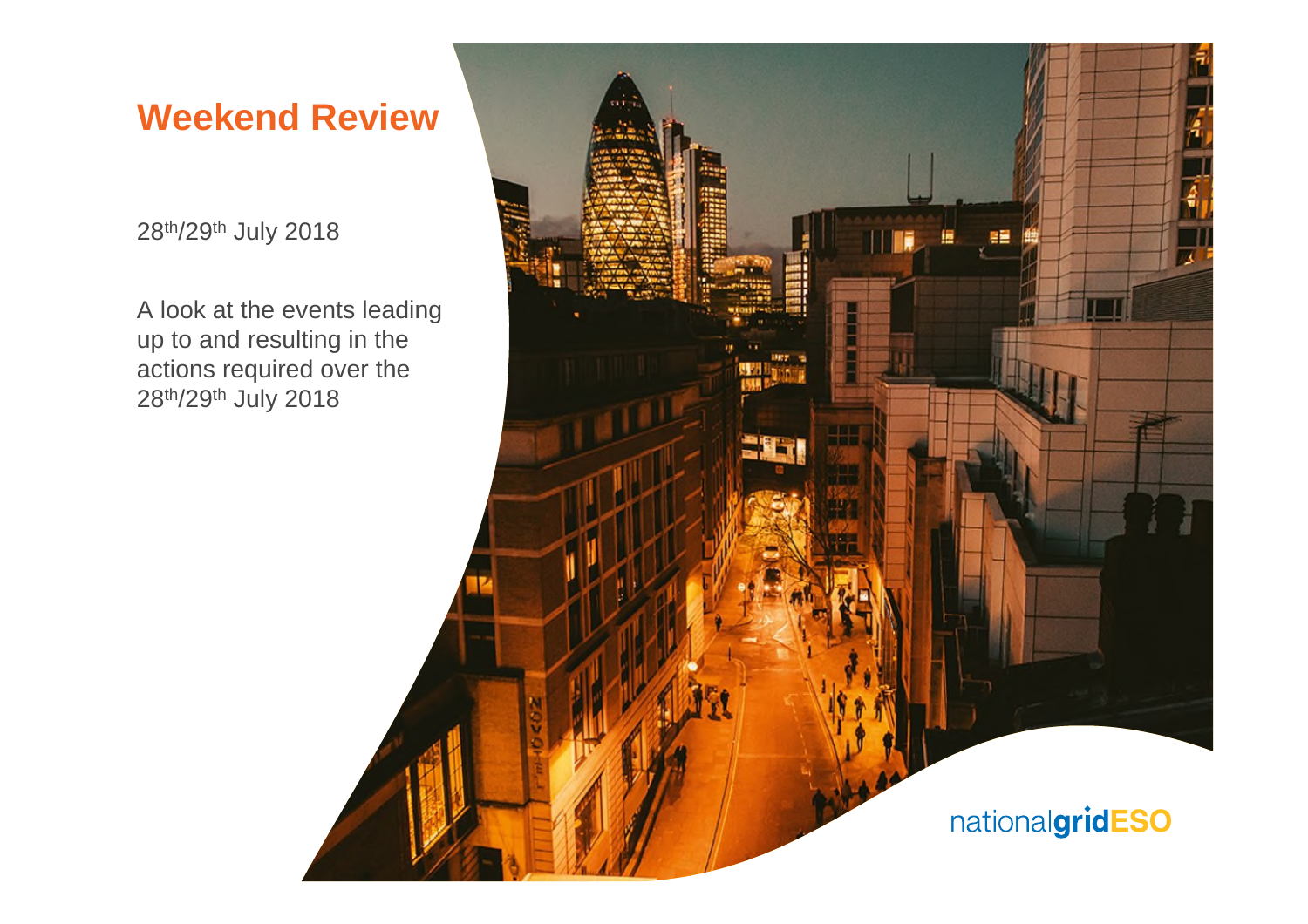# Weekend Review

28th/29th July 2018

A look at the events leading up to and resulting in the actions required over the 28th/29th July 2018

nationalgridESO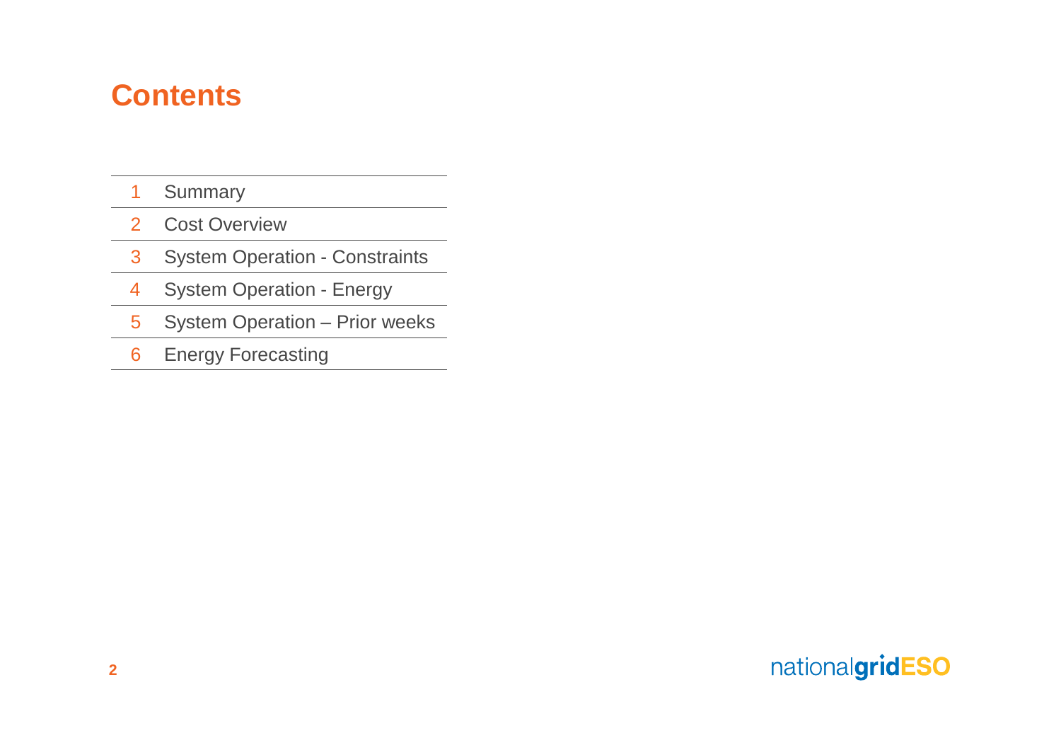# Contents

| | |
|---|---|
| 1 | Summary |
| 2 | Cost Overview |
| 3 | System Operation - Constraints |
| 4 | System Operation - Energy |
| 5 | System Operation – Prior weeks |
| 6 | Energy Forecasting |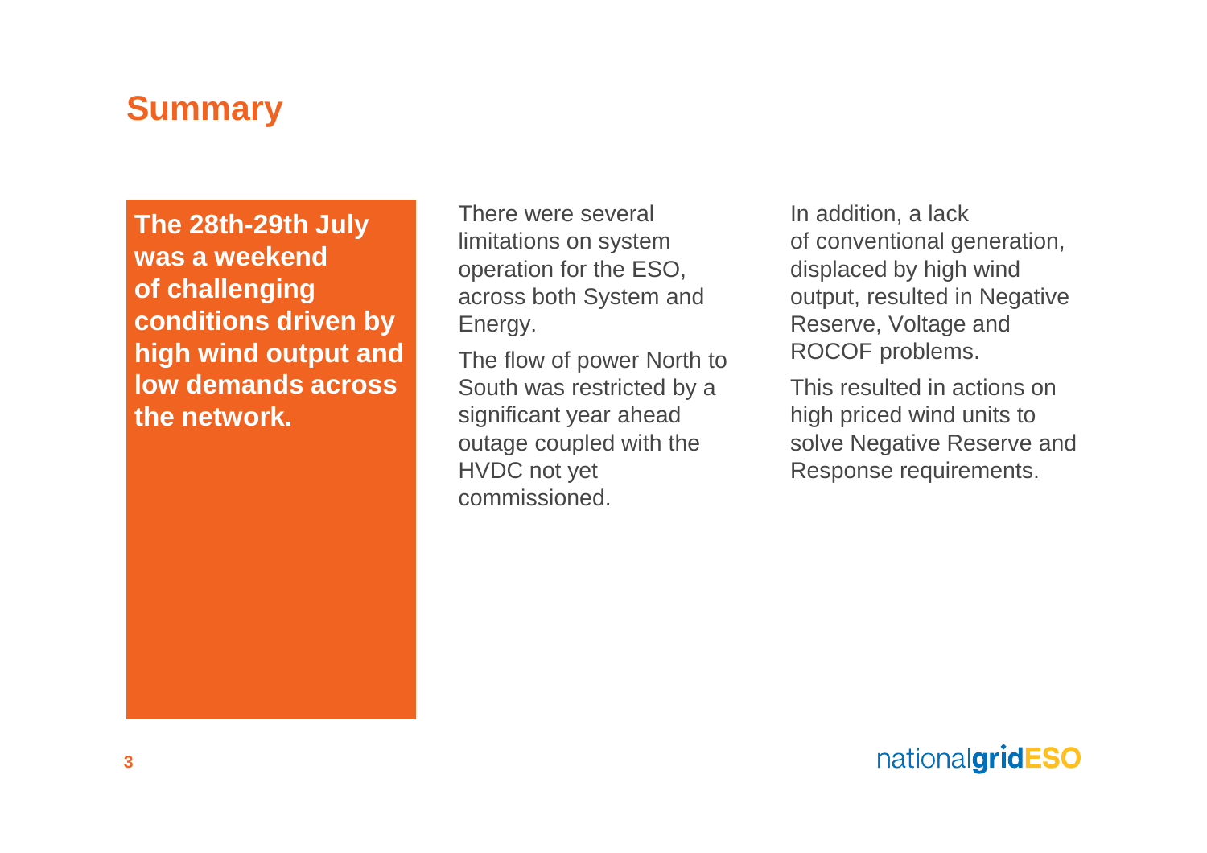# Summary

**The 28th-29th July was a weekend of challenging conditions driven by high wind output and low demands across the network.**

There were several limitations on system operation for the ESO, across both System and Energy.

The flow of power North to South was restricted by a significant year ahead outage coupled with the HVDC not yet commissioned.

In addition, a lack of conventional generation, displaced by high wind output, resulted in Negative Reserve, Voltage and ROCOF problems.

This resulted in actions on high priced wind units to solve Negative Reserve and Response requirements.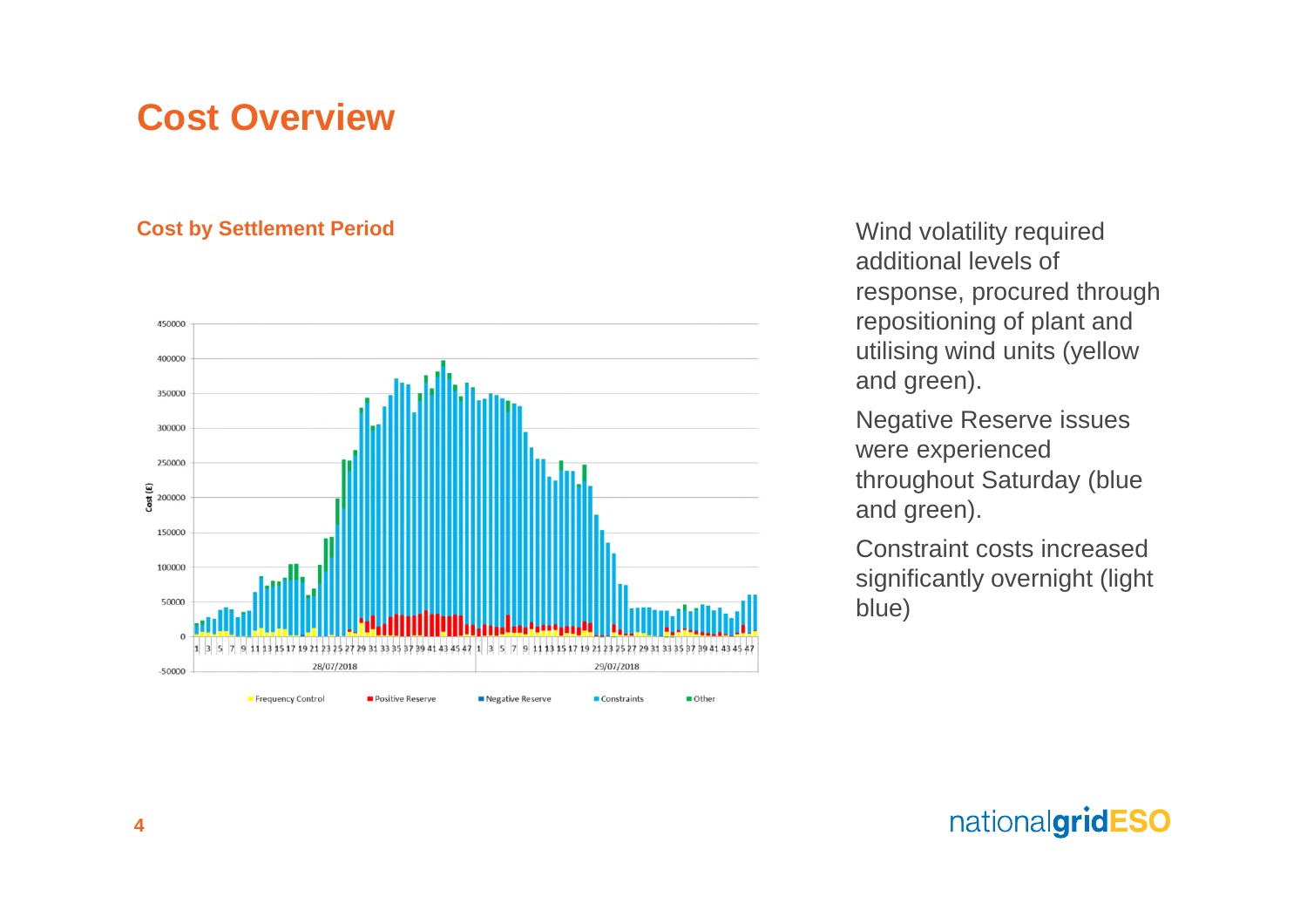# Cost Overview

### Cost by Settlement Period

Wind volatility required additional levels of response, procured through repositioning of plant and utilising wind units (yellow and green).

Negative Reserve issues were experienced throughout Saturday (blue and green).

Constraint costs increased significantly overnight (light blue)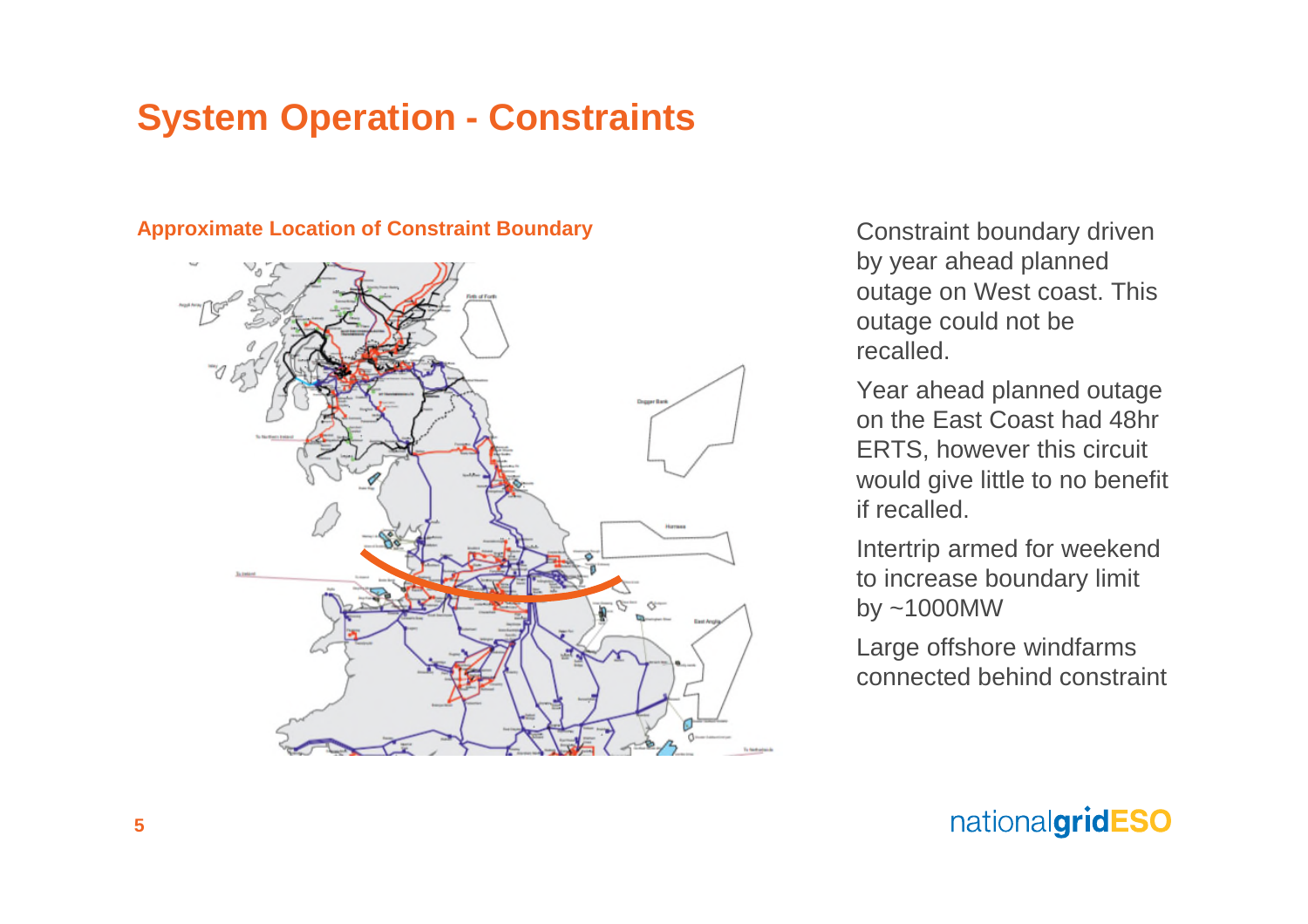# System Operation - Constraints

**Approximate Location of Constraint Boundary**

- Constraint boundary driven by year ahead planned outage on West coast. This outage could not be recalled.
- Year ahead planned outage on the East Coast had 48hr ERTS, however this circuit would give little to no benefit if recalled.
- Intertrip armed for weekend to increase boundary limit by ~1000MW
- Large offshore windfarms connected behind constraint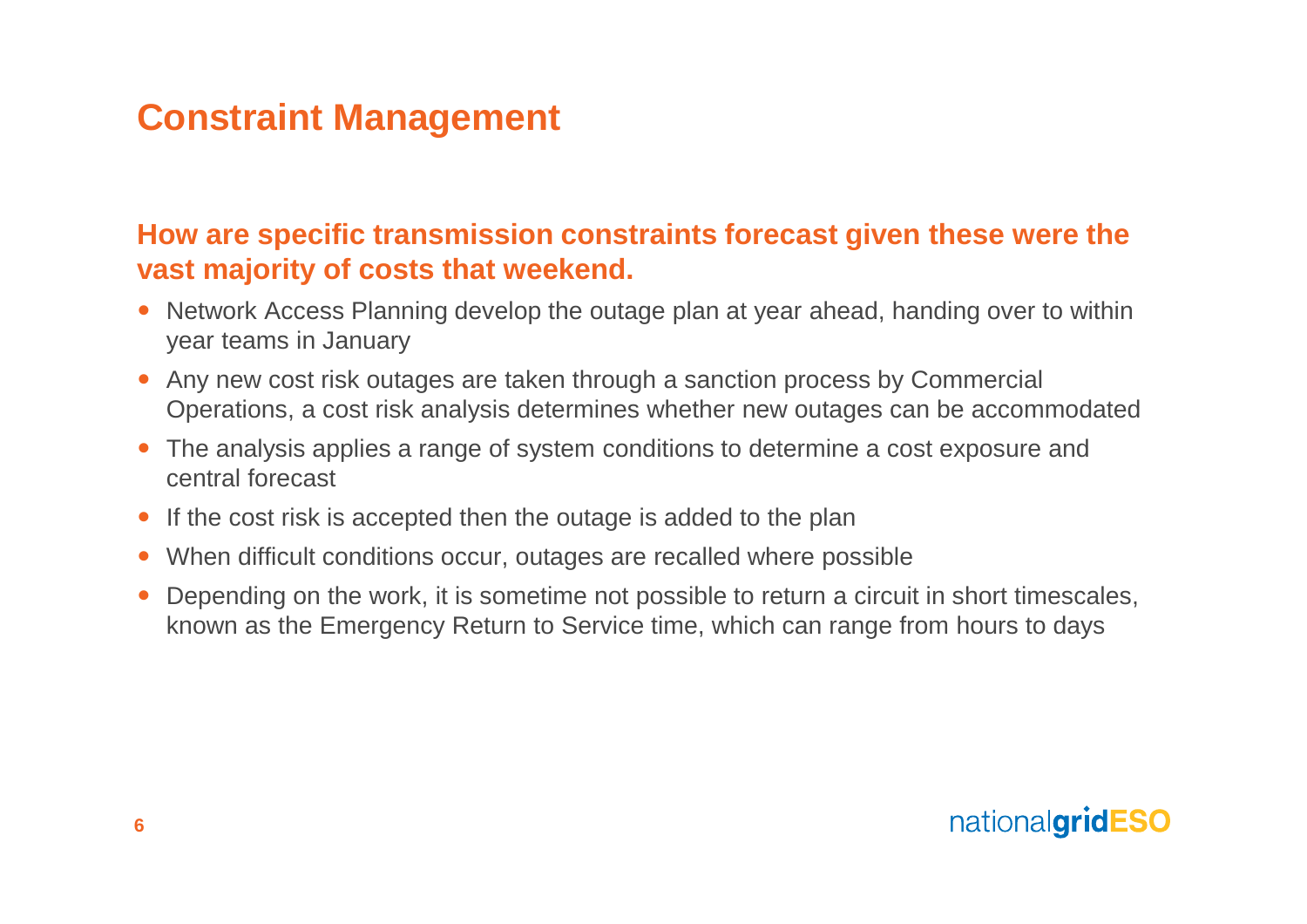# Constraint Management

## How are specific transmission constraints forecast given these were the vast majority of costs that weekend.

- Network Access Planning develop the outage plan at year ahead, handing over to within year teams in January
- Any new cost risk outages are taken through a sanction process by Commercial Operations, a cost risk analysis determines whether new outages can be accommodated
- The analysis applies a range of system conditions to determine a cost exposure and central forecast
- If the cost risk is accepted then the outage is added to the plan
- When difficult conditions occur, outages are recalled where possible
- Depending on the work, it is sometime not possible to return a circuit in short timescales, known as the Emergency Return to Service time, which can range from hours to days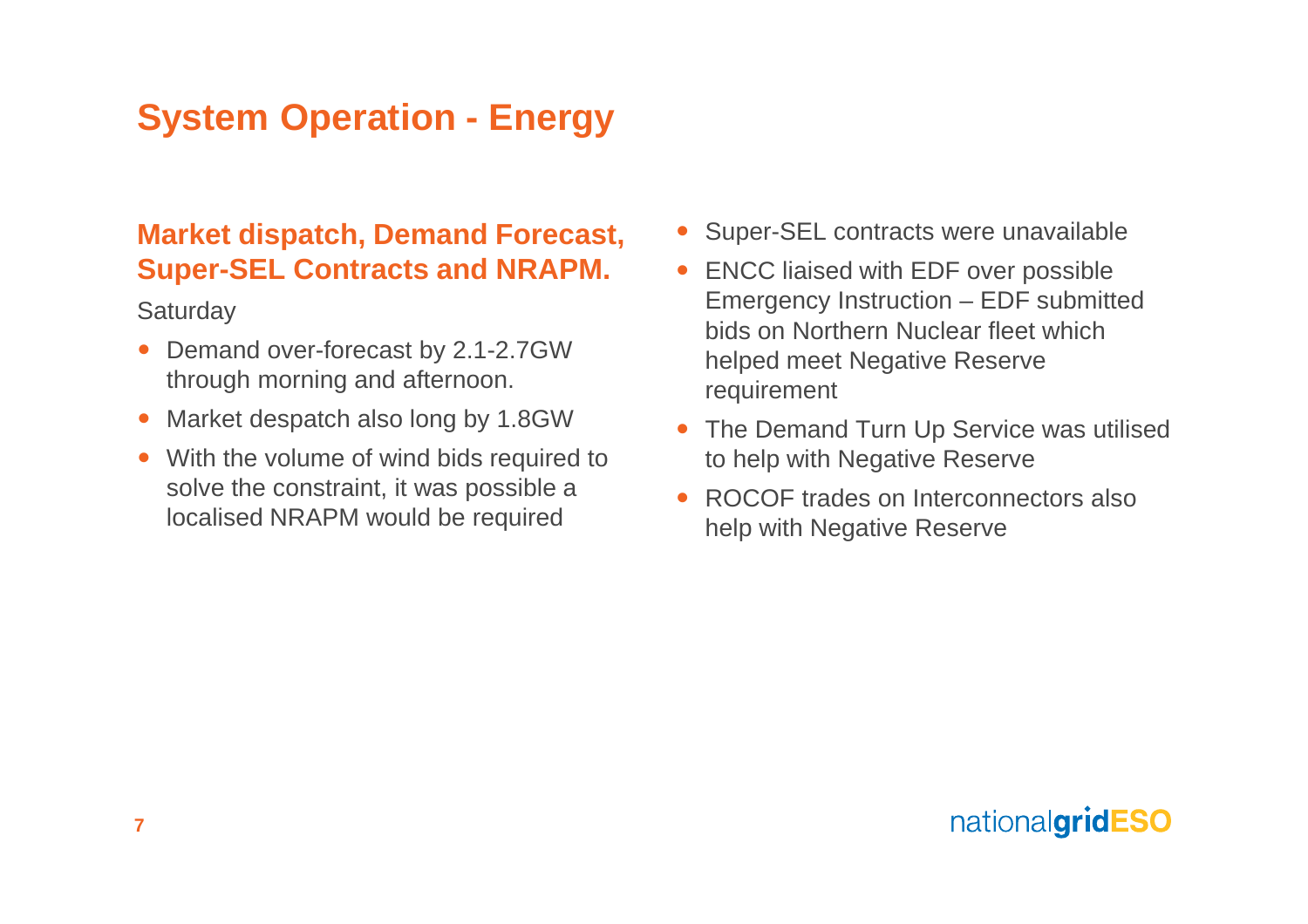# System Operation - Energy

## Market dispatch, Demand Forecast, Super-SEL Contracts and NRAPM.

Saturday

- Demand over-forecast by 2.1-2.7GW through morning and afternoon.
- Market despatch also long by 1.8GW
- With the volume of wind bids required to solve the constraint, it was possible a localised NRAPM would be required
- Super-SEL contracts were unavailable
- ENCC liaised with EDF over possible Emergency Instruction – EDF submitted bids on Northern Nuclear fleet which helped meet Negative Reserve requirement
- The Demand Turn Up Service was utilised to help with Negative Reserve
- ROCOF trades on Interconnectors also help with Negative Reserve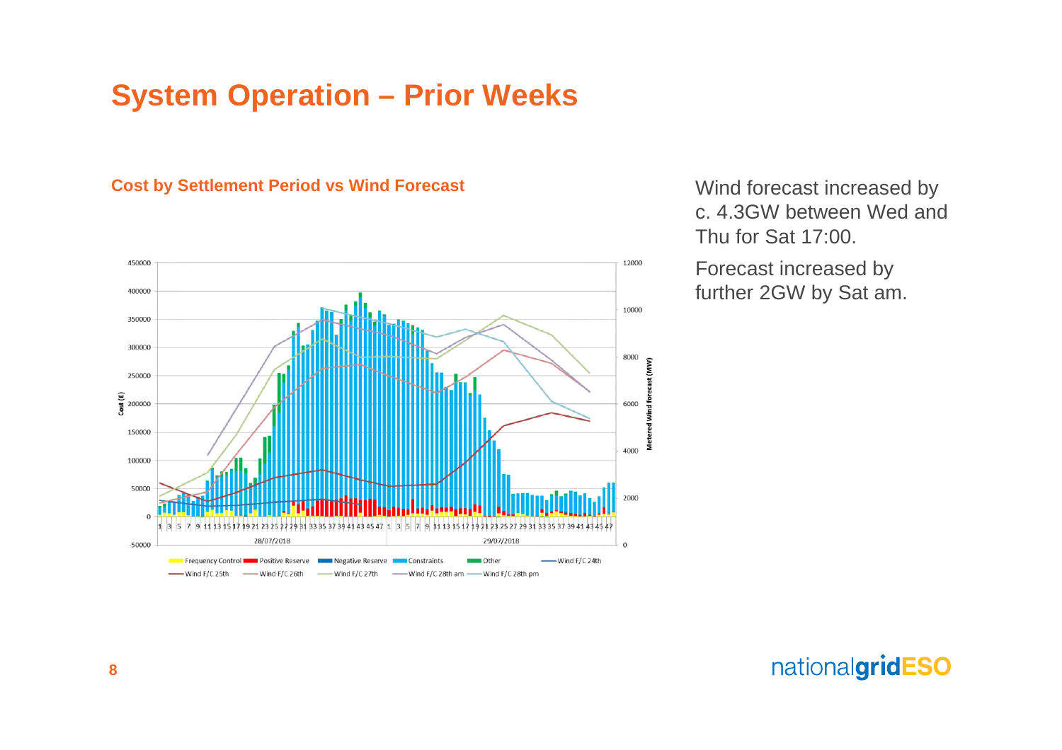# System Operation – Prior Weeks

### Cost by Settlement Period vs Wind Forecast

Wind forecast increased by c. 4.3GW between Wed and Thu for Sat 17:00.

Forecast increased by further 2GW by Sat am.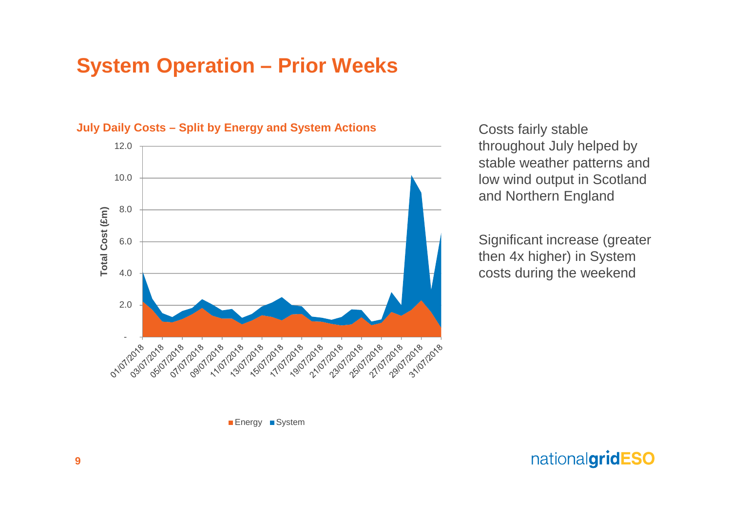# System Operation – Prior Weeks

**July Daily Costs – Split by Energy and System Actions**

Costs fairly stable throughout July helped by stable weather patterns and low wind output in Scotland and Northern England

Significant increase (greater then 4x higher) in System costs during the weekend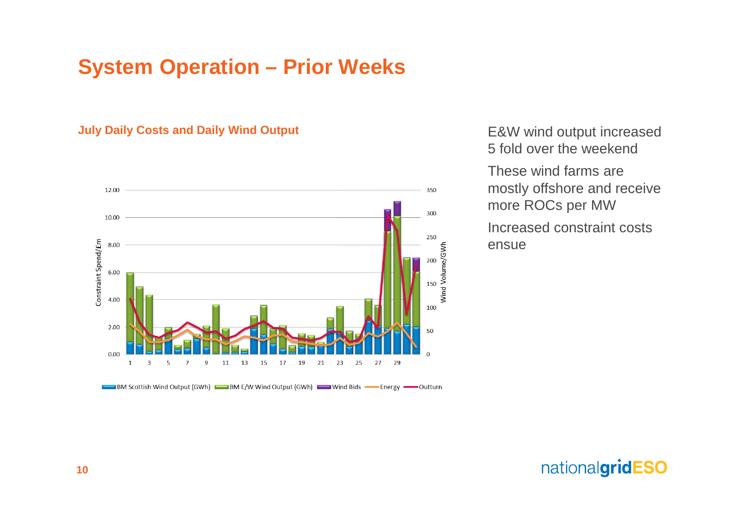# System Operation – Prior Weeks

### July Daily Costs and Daily Wind Output

E&W wind output increased 5 fold over the weekend

These wind farms are mostly offshore and receive more ROCs per MW

Increased constraint costs ensue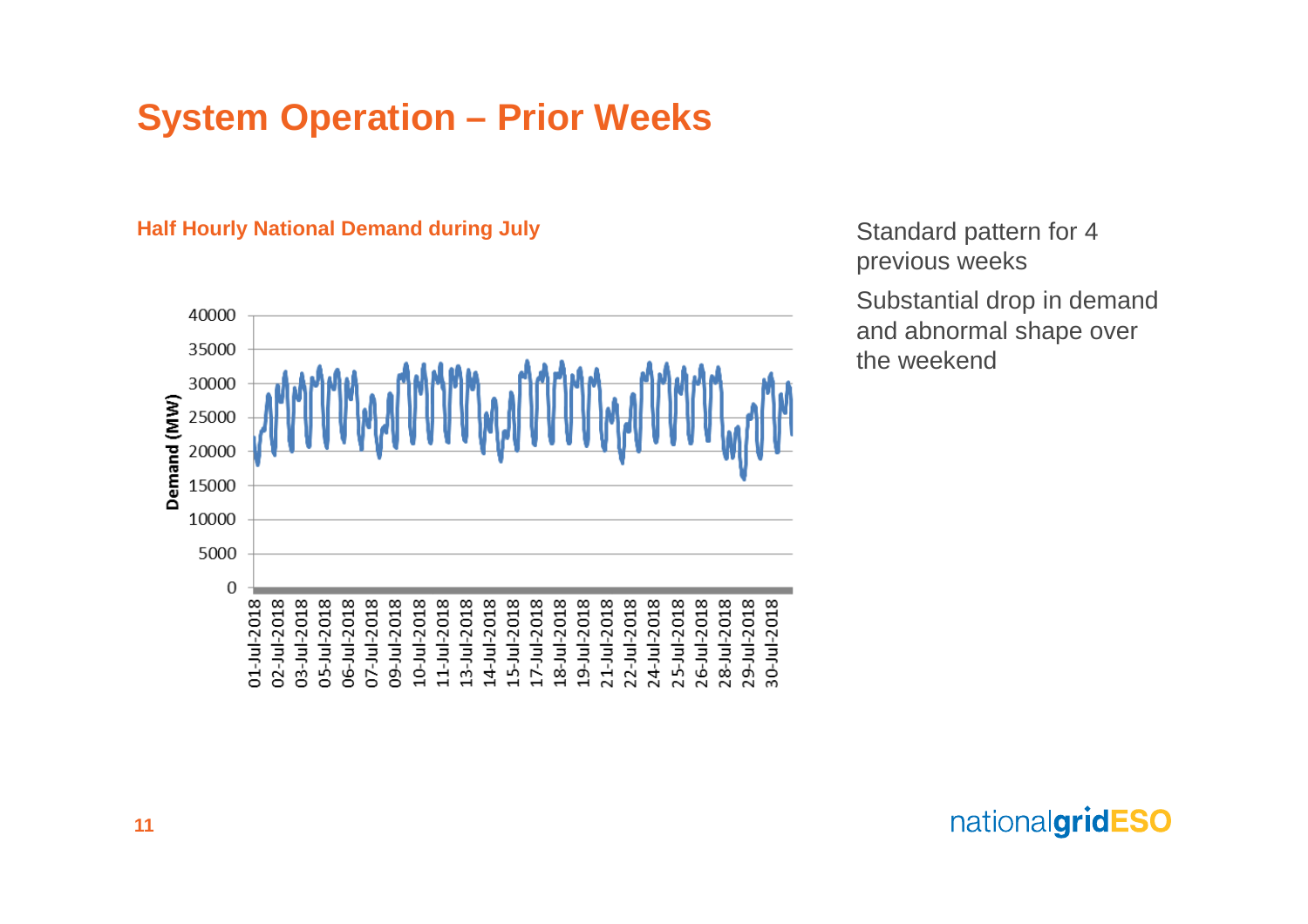# System Operation – Prior Weeks

**Half Hourly National Demand during July**

Standard pattern for 4 previous weeks

Substantial drop in demand and abnormal shape over the weekend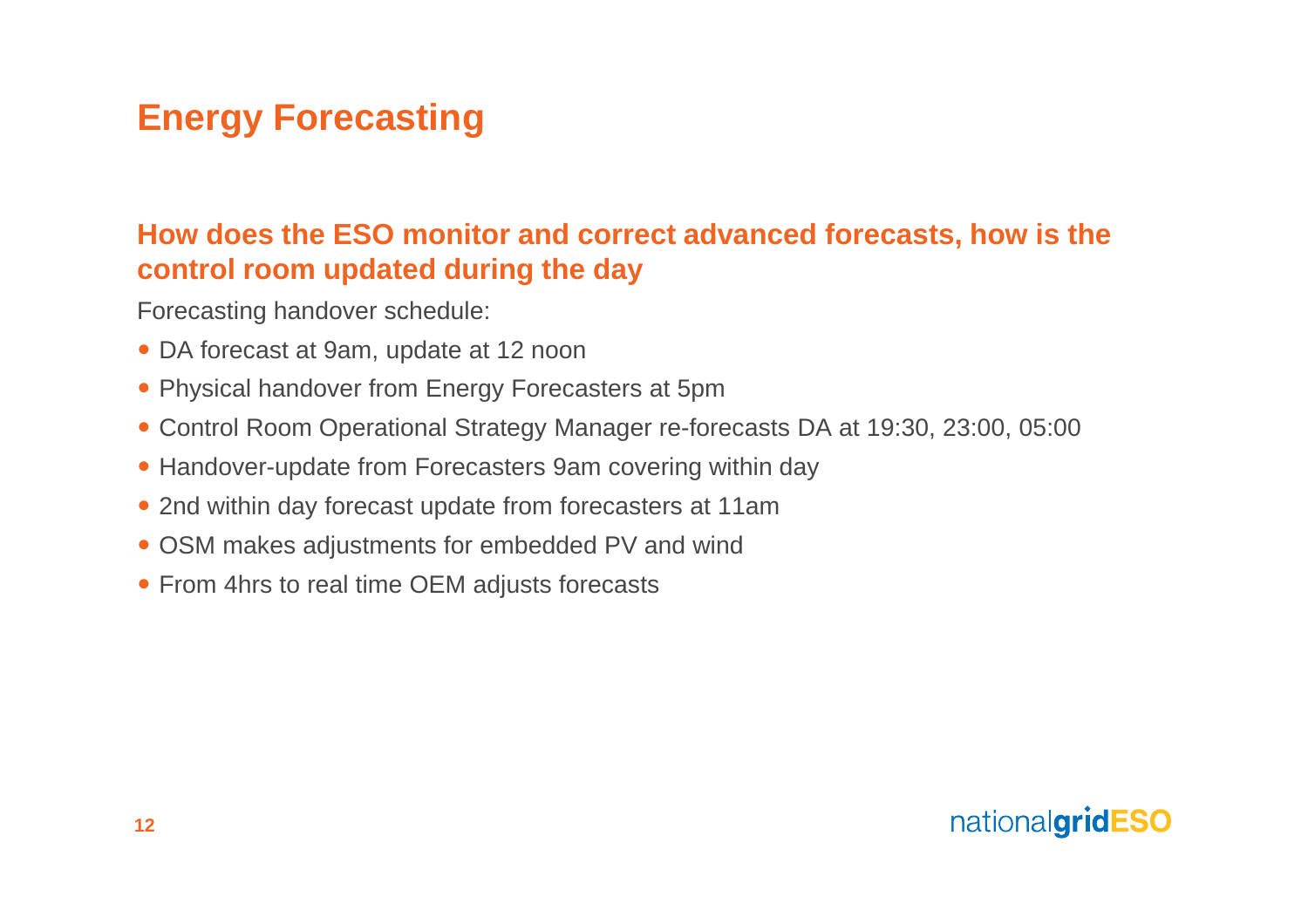# Energy Forecasting

## How does the ESO monitor and correct advanced forecasts, how is the control room updated during the day

Forecasting handover schedule:

- DA forecast at 9am, update at 12 noon
- Physical handover from Energy Forecasters at 5pm
- Control Room Operational Strategy Manager re-forecasts DA at 19:30, 23:00, 05:00
- Handover-update from Forecasters 9am covering within day
- 2nd within day forecast update from forecasters at 11am
- OSM makes adjustments for embedded PV and wind
- From 4hrs to real time OEM adjusts forecasts